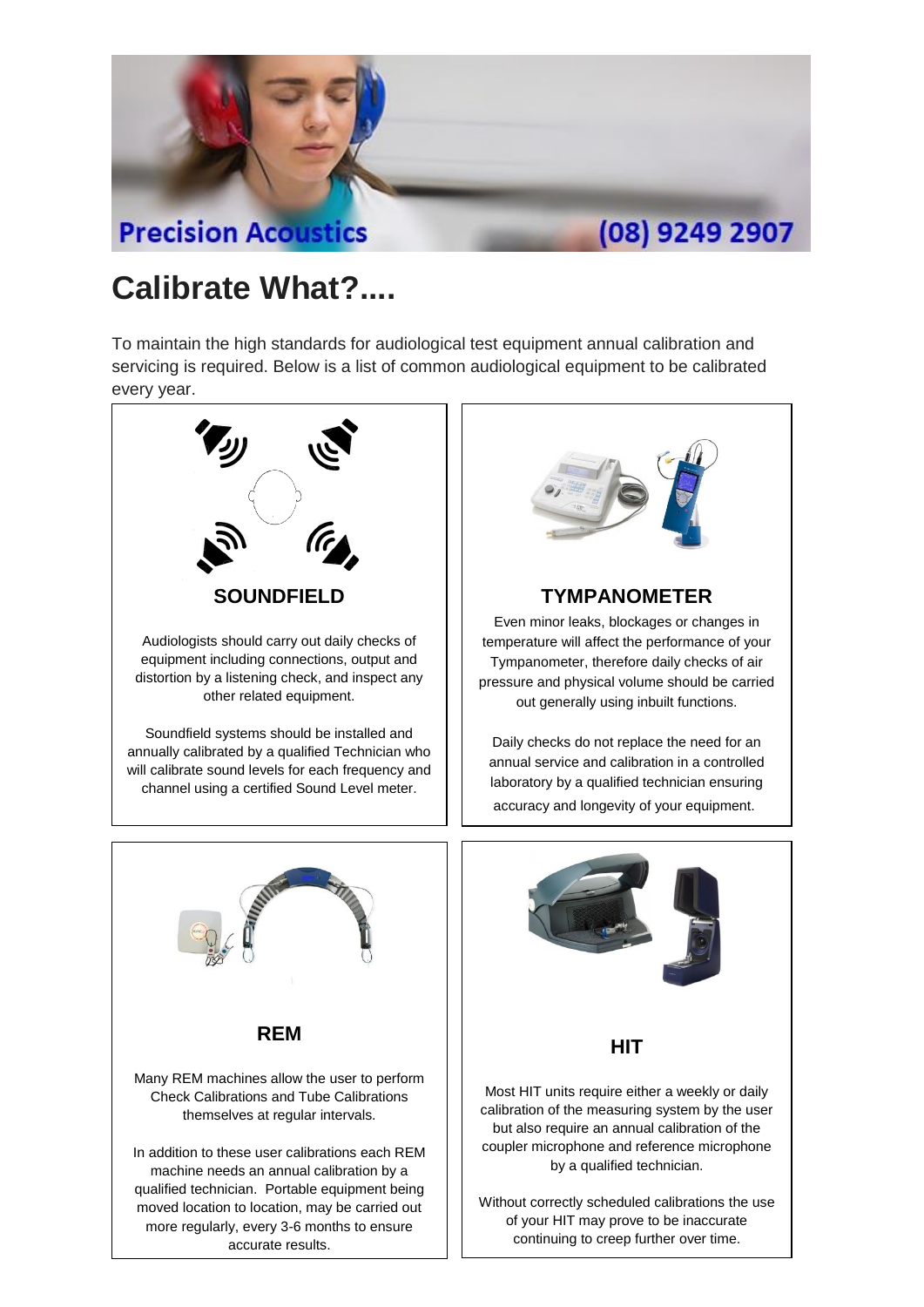Precision Acoustics (08) 9249 2907

# Calibrate What?....

To maintain the high standards for audiological test equipment annual calibration and servicing is required. Below is a list of common audiological equipment to be calibrated every year.

### SOUNDFIELD

Audiologists should carry out daily checks of equipment including connections, output and distortion by a listening check, and inspect any other related equipment.

Soundfield systems should be installed and annually calibrated by a qualified Technician who will calibrate sound levels for each frequency and channel using a certified Sound Level meter.

### TYMPANOMETER

Even minor leaks, blockages or changes in temperature will affect the performance of your Tympanometer, therefore daily checks of air pressure and physical volume should be carried out generally using inbuilt functions.

Daily checks do not replace the need for an annual service and calibration in a controlled laboratory by a qualified technician ensuring accuracy and longevity of your equipment.

### REM

Many REM machines allow the user to perform Check Calibrations and Tube Calibrations themselves at regular intervals.

In addition to these user calibrations each REM machine needs an annual calibration by a qualified technician. Portable equipment being moved location to location, may be carried out more regularly, every 3-6 months to ensure accurate results.

### HIT

Most HIT units require either a weekly or daily calibration of the measuring system by the user but also require an annual calibration of the coupler microphone and reference microphone by a qualified technician.

Without correctly scheduled calibrations the use of your HIT may prove to be inaccurate continuing to creep further over time.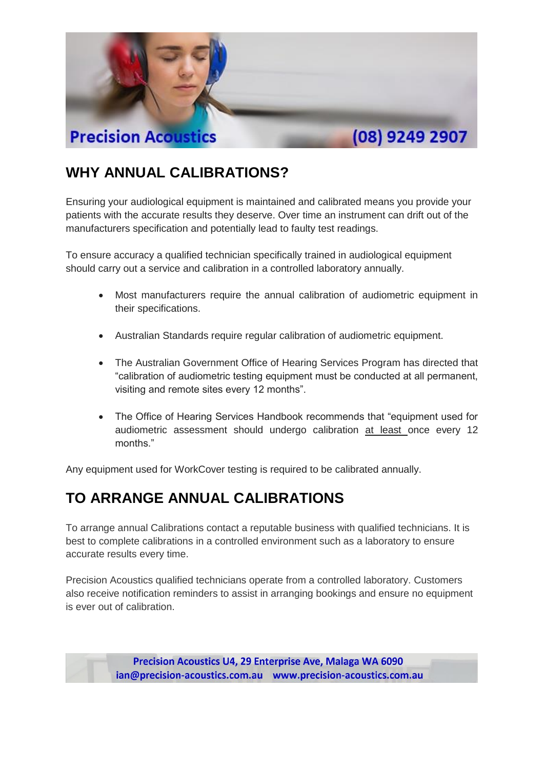Precision Acoustics (08) 9249 2907

## WHY ANNUAL CALIBRATIONS?

Ensuring your audiological equipment is maintained and calibrated means you provide your patients with the accurate results they deserve. Over time an instrument can drift out of the manufacturers specification and potentially lead to faulty test readings.

To ensure accuracy a qualified technician specifically trained in audiological equipment should carry out a service and calibration in a controlled laboratory annually.

- Most manufacturers require the annual calibration of audiometric equipment in their specifications.
- Australian Standards require regular calibration of audiometric equipment.
- The Australian Government Office of Hearing Services Program has directed that "calibration of audiometric testing equipment must be conducted at all permanent, visiting and remote sites every 12 months".
- The Office of Hearing Services Handbook recommends that "equipment used for audiometric assessment should undergo calibration at least once every 12 months."

Any equipment used for WorkCover testing is required to be calibrated annually.

## TO ARRANGE ANNUAL CALIBRATIONS

To arrange annual Calibrations contact a reputable business with qualified technicians. It is best to complete calibrations in a controlled environment such as a laboratory to ensure accurate results every time.

Precision Acoustics qualified technicians operate from a controlled laboratory. Customers also receive notification reminders to assist in arranging bookings and ensure no equipment is ever out of calibration.

Precision Acoustics U4, 29 Enterprise Ave, Malaga WA 6090
ian@precision-acoustics.com.au www.precision-acoustics.com.au